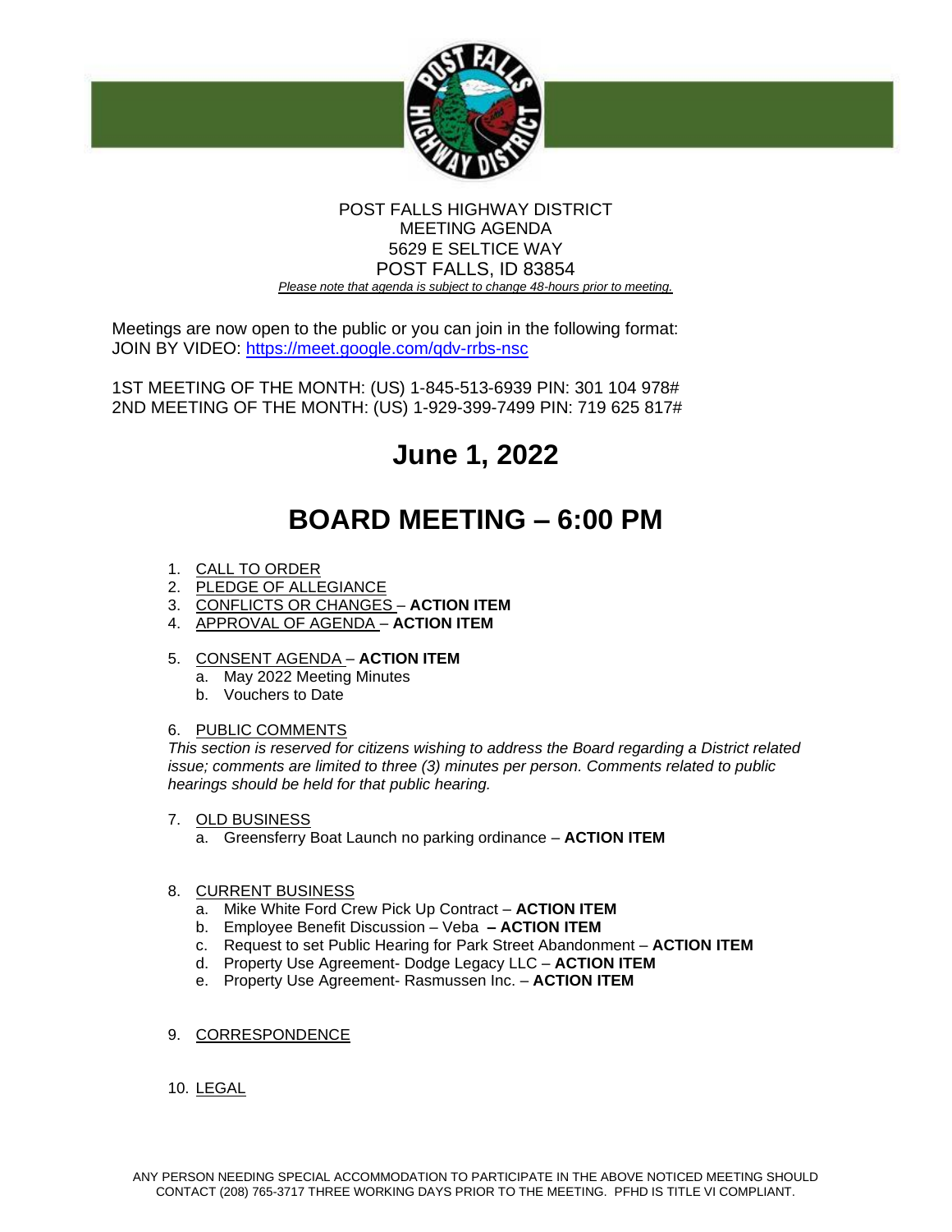POST FALLS HIGHWAY DISTRICT
MEETING AGENDA
5629 E SELTICE WAY
POST FALLS, ID 83854
*Please note that agenda is subject to change 48-hours prior to meeting.*

Meetings are now open to the public or you can join in the following format:
JOIN BY VIDEO: https://meet.google.com/qdv-rrbs-nsc

1ST MEETING OF THE MONTH: (US) 1-845-513-6939 PIN: 301 104 978#
2ND MEETING OF THE MONTH: (US) 1-929-399-7499 PIN: 719 625 817#

# June 1, 2022

# BOARD MEETING – 6:00 PM

1. CALL TO ORDER
2. PLEDGE OF ALLEGIANCE
3. CONFLICTS OR CHANGES – **ACTION ITEM**
4. APPROVAL OF AGENDA – **ACTION ITEM**
5. CONSENT AGENDA – **ACTION ITEM**
   a. May 2022 Meeting Minutes
   b. Vouchers to Date
6. PUBLIC COMMENTS
   *This section is reserved for citizens wishing to address the Board regarding a District related issue; comments are limited to three (3) minutes per person. Comments related to public hearings should be held for that public hearing.*
7. OLD BUSINESS
   a. Greensferry Boat Launch no parking ordinance – **ACTION ITEM**
8. CURRENT BUSINESS
   a. Mike White Ford Crew Pick Up Contract – **ACTION ITEM**
   b. Employee Benefit Discussion – Veba **– ACTION ITEM**
   c. Request to set Public Hearing for Park Street Abandonment – **ACTION ITEM**
   d. Property Use Agreement- Dodge Legacy LLC – **ACTION ITEM**
   e. Property Use Agreement- Rasmussen Inc. – **ACTION ITEM**
9. CORRESPONDENCE
10. LEGAL

ANY PERSON NEEDING SPECIAL ACCOMMODATION TO PARTICIPATE IN THE ABOVE NOTICED MEETING SHOULD CONTACT (208) 765-3717 THREE WORKING DAYS PRIOR TO THE MEETING. PFHD IS TITLE VI COMPLIANT.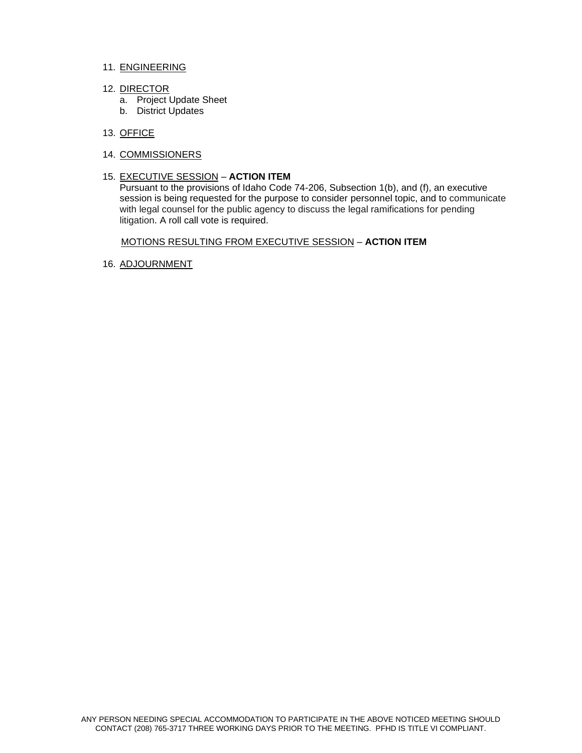11. ENGINEERING

12. DIRECTOR
    a. Project Update Sheet
    b. District Updates

13. OFFICE

14. COMMISSIONERS

15. EXECUTIVE SESSION – **ACTION ITEM**
    Pursuant to the provisions of Idaho Code 74-206, Subsection 1(b), and (f), an executive session is being requested for the purpose to consider personnel topic, and to communicate with legal counsel for the public agency to discuss the legal ramifications for pending litigation. A roll call vote is required.

    MOTIONS RESULTING FROM EXECUTIVE SESSION – **ACTION ITEM**

16. ADJOURNMENT

ANY PERSON NEEDING SPECIAL ACCOMMODATION TO PARTICIPATE IN THE ABOVE NOTICED MEETING SHOULD CONTACT (208) 765-3717 THREE WORKING DAYS PRIOR TO THE MEETING. PFHD IS TITLE VI COMPLIANT.